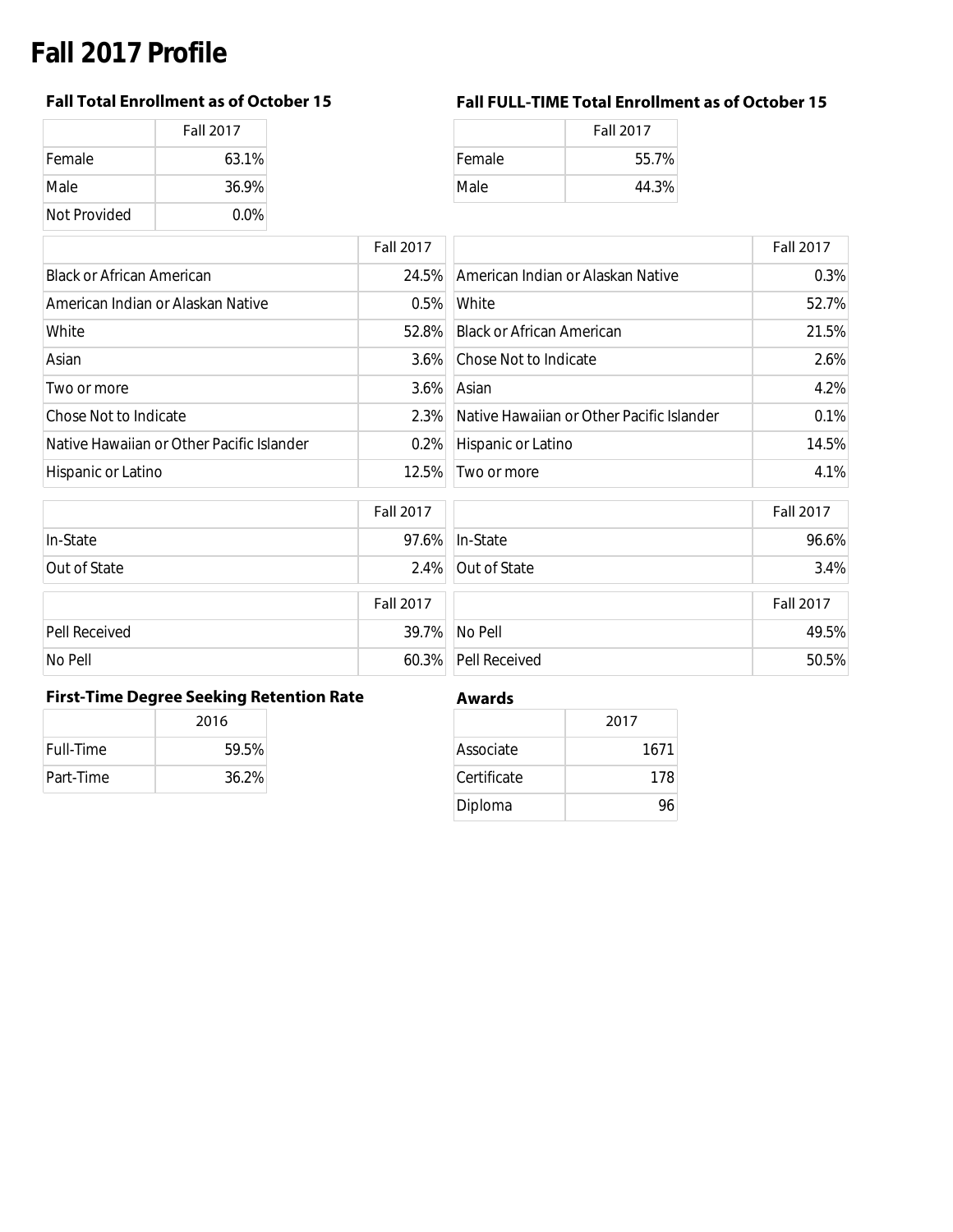# Fall 2017 Profile

**Fall Total Enrollment as of October 15**

| | Fall 2017 |
|---|---|
| Female | 63.1% |
| Male | 36.9% |
| Not Provided | 0.0% |

| | Fall 2017 |
|---|---|
| Black or African American | 24.5% |
| American Indian or Alaskan Native | 0.5% |
| White | 52.8% |
| Asian | 3.6% |
| Two or more | 3.6% |
| Chose Not to Indicate | 2.3% |
| Native Hawaiian or Other Pacific Islander | 0.2% |
| Hispanic or Latino | 12.5% |

| | Fall 2017 |
|---|---|
| In-State | 97.6% |
| Out of State | 2.4% |

| | Fall 2017 |
|---|---|
| Pell Received | 39.7% |
| No Pell | 60.3% |

**Fall FULL-TIME Total Enrollment as of October 15**

| | Fall 2017 |
|---|---|
| Female | 55.7% |
| Male | 44.3% |

| | Fall 2017 |
|---|---|
| American Indian or Alaskan Native | 0.3% |
| White | 52.7% |
| Black or African American | 21.5% |
| Chose Not to Indicate | 2.6% |
| Asian | 4.2% |
| Native Hawaiian or Other Pacific Islander | 0.1% |
| Hispanic or Latino | 14.5% |
| Two or more | 4.1% |

| | Fall 2017 |
|---|---|
| In-State | 96.6% |
| Out of State | 3.4% |

| | Fall 2017 |
|---|---|
| No Pell | 49.5% |
| Pell Received | 50.5% |

**First-Time Degree Seeking Retention Rate**

| | 2016 |
|---|---|
| Full-Time | 59.5% |
| Part-Time | 36.2% |

**Awards**

| | 2017 |
|---|---|
| Associate | 1671 |
| Certificate | 178 |
| Diploma | 96 |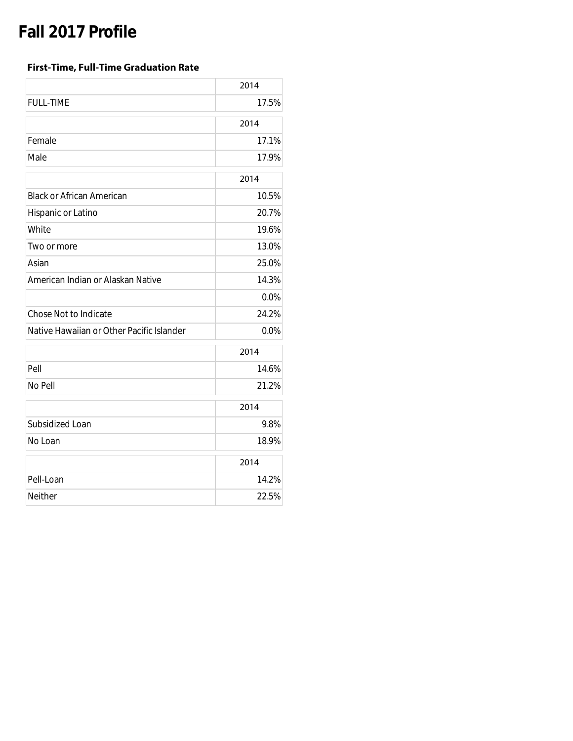# Fall 2017 Profile

### First-Time, Full-Time Graduation Rate

| | 2014 |
|---|---|
| FULL-TIME | 17.5% |

| | 2014 |
|---|---|
| Female | 17.1% |
| Male | 17.9% |

| | 2014 |
|---|---|
| Black or African American | 10.5% |
| Hispanic or Latino | 20.7% |
| White | 19.6% |
| Two or more | 13.0% |
| Asian | 25.0% |
| American Indian or Alaskan Native | 14.3% |
| | 0.0% |
| Chose Not to Indicate | 24.2% |
| Native Hawaiian or Other Pacific Islander | 0.0% |

| | 2014 |
|---|---|
| Pell | 14.6% |
| No Pell | 21.2% |

| | 2014 |
|---|---|
| Subsidized Loan | 9.8% |
| No Loan | 18.9% |

| | 2014 |
|---|---|
| Pell-Loan | 14.2% |
| Neither | 22.5% |